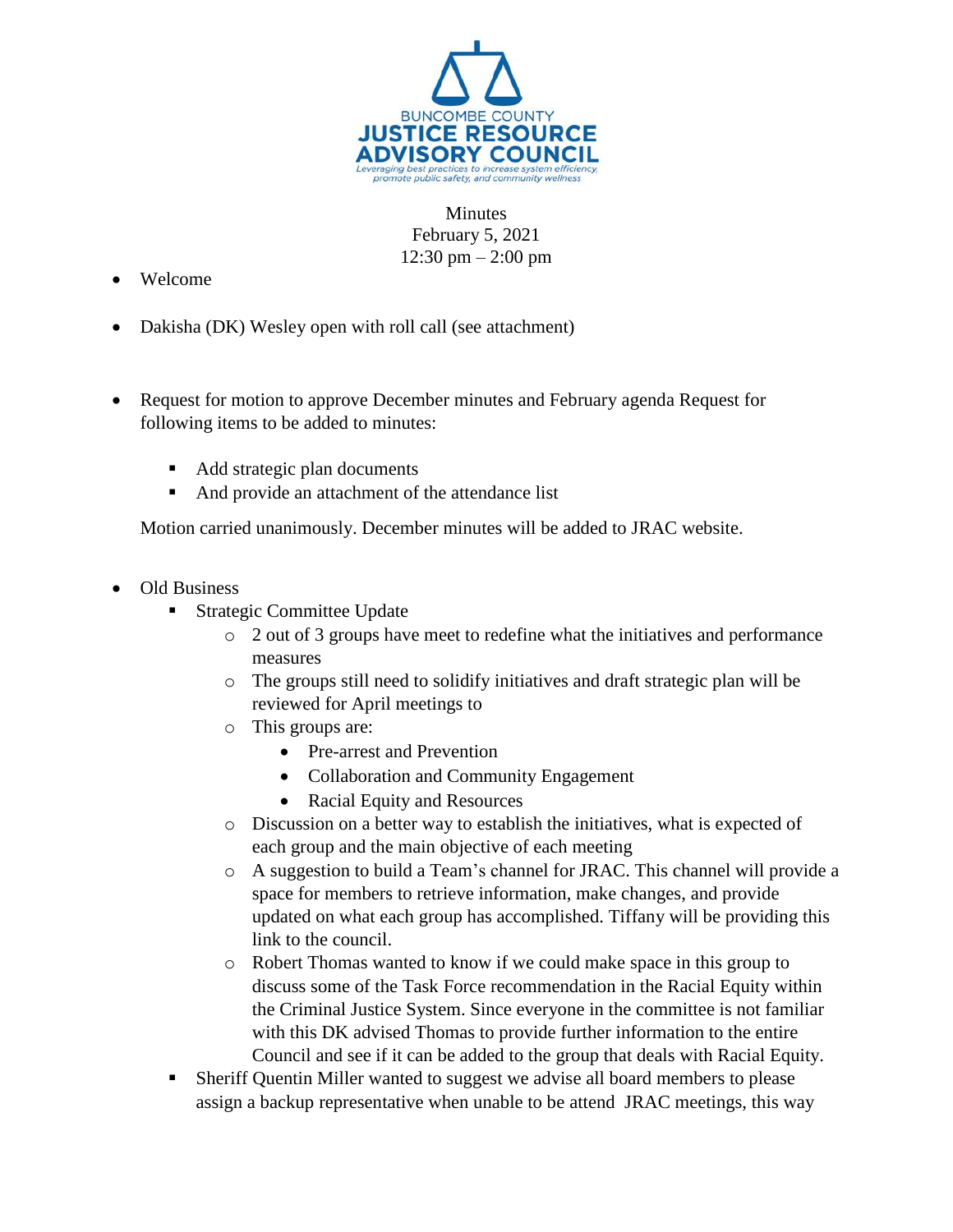BUNCOMBE COUNTY
**JUSTICE RESOURCE ADVISORY COUNCIL**
*Leveraging best practices to increase system efficiency, promote public safety, and community wellness*

Minutes
February 5, 2021
12:30 pm – 2:00 pm

- Welcome

- Dakisha (DK) Wesley open with roll call (see attachment)

- Request for motion to approve December minutes and February agenda Request for following items to be added to minutes:
  - Add strategic plan documents
  - And provide an attachment of the attendance list

  Motion carried unanimously. December minutes will be added to JRAC website.

- Old Business
  - Strategic Committee Update
    - 2 out of 3 groups have meet to redefine what the initiatives and performance measures
    - The groups still need to solidify initiatives and draft strategic plan will be reviewed for April meetings to
    - This groups are:
      - Pre-arrest and Prevention
      - Collaboration and Community Engagement
      - Racial Equity and Resources
    - Discussion on a better way to establish the initiatives, what is expected of each group and the main objective of each meeting
    - A suggestion to build a Team's channel for JRAC. This channel will provide a space for members to retrieve information, make changes, and provide updated on what each group has accomplished. Tiffany will be providing this link to the council.
    - Robert Thomas wanted to know if we could make space in this group to discuss some of the Task Force recommendation in the Racial Equity within the Criminal Justice System. Since everyone in the committee is not familiar with this DK advised Thomas to provide further information to the entire Council and see if it can be added to the group that deals with Racial Equity.
  - Sheriff Quentin Miller wanted to suggest we advise all board members to please assign a backup representative when unable to be attend JRAC meetings, this way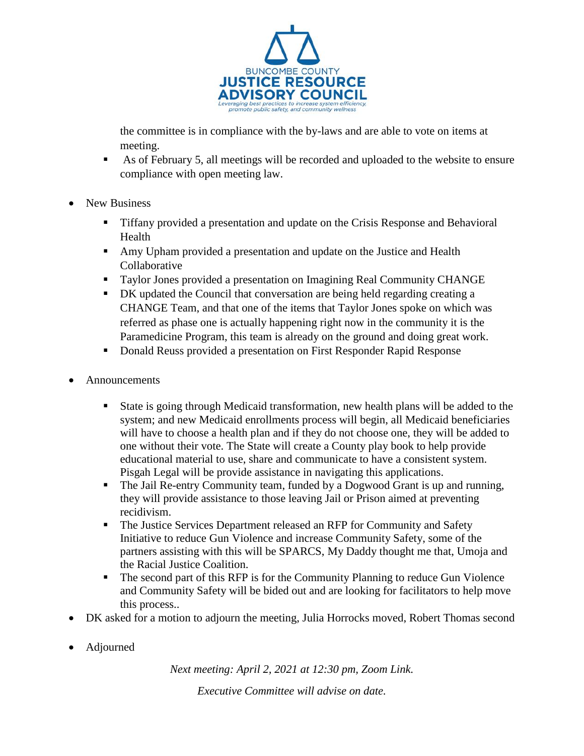the committee is in compliance with the by-laws and are able to vote on items at meeting.

  - As of February 5, all meetings will be recorded and uploaded to the website to ensure compliance with open meeting law.

- New Business
  - Tiffany provided a presentation and update on the Crisis Response and Behavioral Health
  - Amy Upham provided a presentation and update on the Justice and Health Collaborative
  - Taylor Jones provided a presentation on Imagining Real Community CHANGE
  - DK updated the Council that conversation are being held regarding creating a CHANGE Team, and that one of the items that Taylor Jones spoke on which was referred as phase one is actually happening right now in the community it is the Paramedicine Program, this team is already on the ground and doing great work.
  - Donald Reuss provided a presentation on First Responder Rapid Response

- Announcements
  - State is going through Medicaid transformation, new health plans will be added to the system; and new Medicaid enrollments process will begin, all Medicaid beneficiaries will have to choose a health plan and if they do not choose one, they will be added to one without their vote. The State will create a County play book to help provide educational material to use, share and communicate to have a consistent system. Pisgah Legal will be provide assistance in navigating this applications.
  - The Jail Re-entry Community team, funded by a Dogwood Grant is up and running, they will provide assistance to those leaving Jail or Prison aimed at preventing recidivism.
  - The Justice Services Department released an RFP for Community and Safety Initiative to reduce Gun Violence and increase Community Safety, some of the partners assisting with this will be SPARCS, My Daddy thought me that, Umoja and the Racial Justice Coalition.
  - The second part of this RFP is for the Community Planning to reduce Gun Violence and Community Safety will be bided out and are looking for facilitators to help move this process..
- DK asked for a motion to adjourn the meeting, Julia Horrocks moved, Robert Thomas second
- Adjourned

*Next meeting: April 2, 2021 at 12:30 pm, Zoom Link.*

*Executive Committee will advise on date.*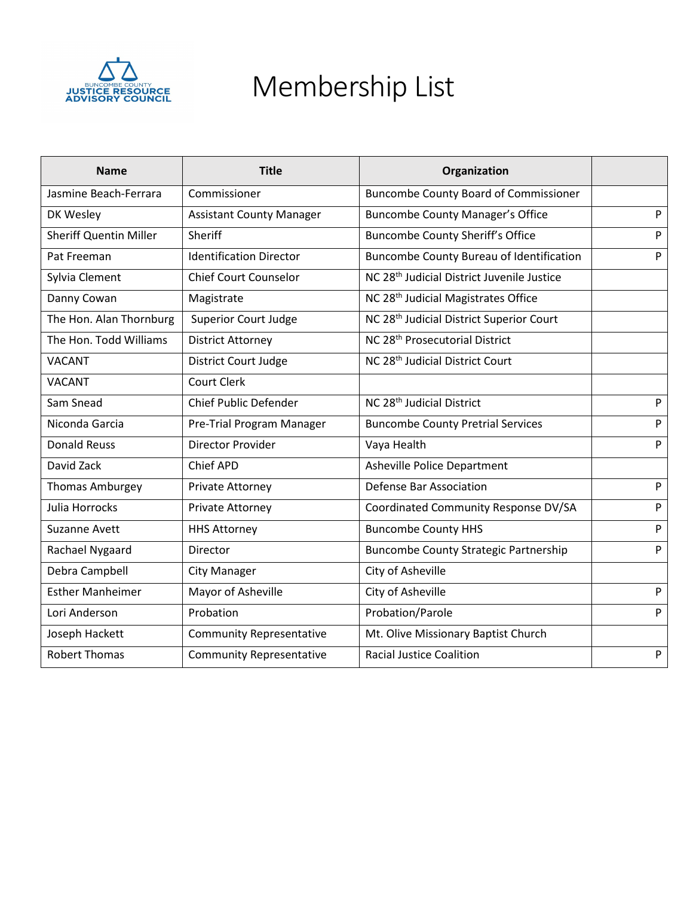# Membership List

| Name | Title | Organization | |
|---|---|---|---|
| Jasmine Beach-Ferrara | Commissioner | Buncombe County Board of Commissioner | |
| DK Wesley | Assistant County Manager | Buncombe County Manager's Office | P |
| Sheriff Quentin Miller | Sheriff | Buncombe County Sheriff's Office | P |
| Pat Freeman | Identification Director | Buncombe County Bureau of Identification | P |
| Sylvia Clement | Chief Court Counselor | NC 28th Judicial District Juvenile Justice | |
| Danny Cowan | Magistrate | NC 28th Judicial Magistrates Office | |
| The Hon. Alan Thornburg | Superior Court Judge | NC 28th Judicial District Superior Court | |
| The Hon. Todd Williams | District Attorney | NC 28th Prosecutorial District | |
| VACANT | District Court Judge | NC 28th Judicial District Court | |
| VACANT | Court Clerk | | |
| Sam Snead | Chief Public Defender | NC 28th Judicial District | P |
| Niconda Garcia | Pre-Trial Program Manager | Buncombe County Pretrial Services | P |
| Donald Reuss | Director Provider | Vaya Health | P |
| David Zack | Chief APD | Asheville Police Department | |
| Thomas Amburgey | Private Attorney | Defense Bar Association | P |
| Julia Horrocks | Private Attorney | Coordinated Community Response DV/SA | P |
| Suzanne Avett | HHS Attorney | Buncombe County HHS | P |
| Rachael Nygaard | Director | Buncombe County Strategic Partnership | P |
| Debra Campbell | City Manager | City of Asheville | |
| Esther Manheimer | Mayor of Asheville | City of Asheville | P |
| Lori Anderson | Probation | Probation/Parole | P |
| Joseph Hackett | Community Representative | Mt. Olive Missionary Baptist Church | |
| Robert Thomas | Community Representative | Racial Justice Coalition | P |